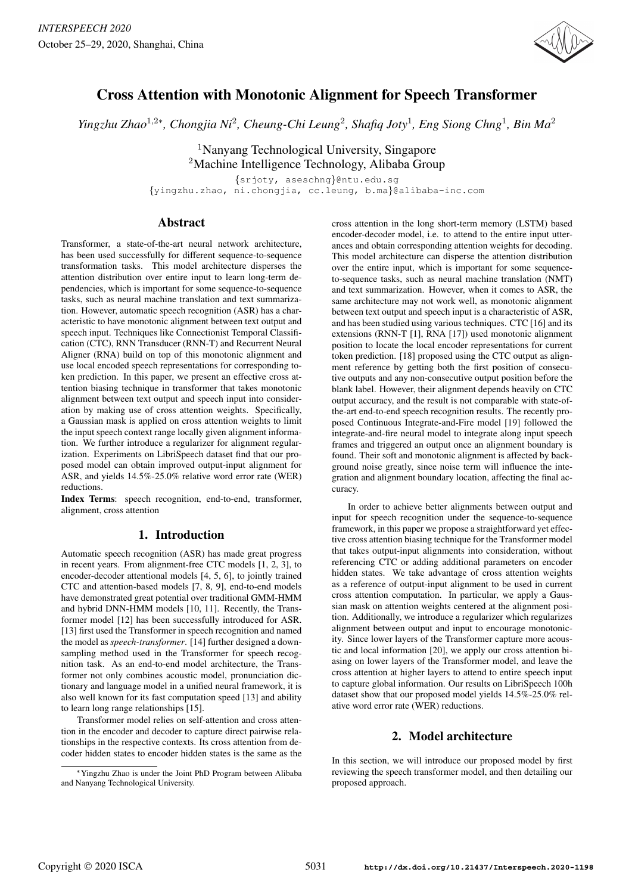# Cross Attention with Monotonic Alignment for Speech Transformer

*Yingzhu Zhao[1,2*], Chongjia Ni[2], Cheung-Chi Leung[2], Shafiq Joty[1], Eng Siong Chng[1], Bin Ma[2]*

[1]Nanyang Technological University, Singapore
[2]Machine Intelligence Technology, Alibaba Group

{srjoty, aseschng}@ntu.edu.sg
{yingzhu.zhao, ni.chongjia, cc.leung, b.ma}@alibaba-inc.com

## Abstract

Transformer, a state-of-the-art neural network architecture, has been used successfully for different sequence-to-sequence transformation tasks. This model architecture disperses the attention distribution over entire input to learn long-term dependencies, which is important for some sequence-to-sequence tasks, such as neural machine translation and text summarization. However, automatic speech recognition (ASR) has a characteristic to have monotonic alignment between text output and speech input. Techniques like Connectionist Temporal Classification (CTC), RNN Transducer (RNN-T) and Recurrent Neural Aligner (RNA) build on top of this monotonic alignment and use local encoded speech representations for corresponding token prediction. In this paper, we present an effective cross attention biasing technique in transformer that takes monotonic alignment between text output and speech input into consideration by making use of cross attention weights. Specifically, a Gaussian mask is applied on cross attention weights to limit the input speech context range locally given alignment information. We further introduce a regularizer for alignment regularization. Experiments on LibriSpeech dataset find that our proposed model can obtain improved output-input alignment for ASR, and yields 14.5%-25.0% relative word error rate (WER) reductions.

**Index Terms**: speech recognition, end-to-end, transformer, alignment, cross attention

## 1. Introduction

Automatic speech recognition (ASR) has made great progress in recent years. From alignment-free CTC models [1, 2, 3], to encoder-decoder attentional models [4, 5, 6], to jointly trained CTC and attention-based models [7, 8, 9], end-to-end models have demonstrated great potential over traditional GMM-HMM and hybrid DNN-HMM models [10, 11]. Recently, the Transformer model [12] has been successfully introduced for ASR. [13] first used the Transformer in speech recognition and named the model as *speech-transformer*. [14] further designed a downsampling method used in the Transformer for speech recognition task. As an end-to-end model architecture, the Transformer not only combines acoustic model, pronunciation dictionary and language model in a unified neural framework, it is also well known for its fast computation speed [13] and ability to learn long range relationships [15].

Transformer model relies on self-attention and cross attention in the encoder and decoder to capture direct pairwise relationships in the respective contexts. Its cross attention from decoder hidden states to encoder hidden states is the same as the cross attention in the long short-term memory (LSTM) based encoder-decoder model, i.e. to attend to the entire input utterances and obtain corresponding attention weights for decoding. This model architecture can disperse the attention distribution over the entire input, which is important for some sequence-to-sequence tasks, such as neural machine translation (NMT) and text summarization. However, when it comes to ASR, the same architecture may not work well, as monotonic alignment between text output and speech input is a characteristic of ASR, and has been studied using various techniques. CTC [16] and its extensions (RNN-T [1], RNA [17]) used monotonic alignment position to locate the local encoder representations for current token prediction. [18] proposed using the CTC output as alignment reference by getting both the first position of consecutive outputs and any non-consecutive output position before the blank label. However, their alignment depends heavily on CTC output accuracy, and the result is not comparable with state-of-the-art end-to-end speech recognition results. The recently proposed Continuous Integrate-and-Fire model [19] followed the integrate-and-fire neural model to integrate along input speech frames and triggered an output once an alignment boundary is found. Their soft and monotonic alignment is affected by background noise greatly, since noise term will influence the integration and alignment boundary location, affecting the final accuracy.

In order to achieve better alignments between output and input for speech recognition under the sequence-to-sequence framework, in this paper we propose a straightforward yet effective cross attention biasing technique for the Transformer model that takes output-input alignments into consideration, without referencing CTC or adding additional parameters on encoder hidden states. We take advantage of cross attention weights as a reference of output-input alignment to be used in current cross attention computation. In particular, we apply a Gaussian mask on attention weights centered at the alignment position. Additionally, we introduce a regularizer which regularizes alignment between output and input to encourage monotonicity. Since lower layers of the Transformer capture more acoustic and local information [20], we apply our cross attention biasing on lower layers of the Transformer model, and leave the cross attention at higher layers to attend to entire speech input to capture global information. Our results on LibriSpeech 100h dataset show that our proposed model yields 14.5%-25.0% relative word error rate (WER) reductions.

## 2. Model architecture

In this section, we will introduce our proposed model by first reviewing the speech transformer model, and then detailing our proposed approach.

*Yingzhu Zhao is under the Joint PhD Program between Alibaba and Nanyang Technological University.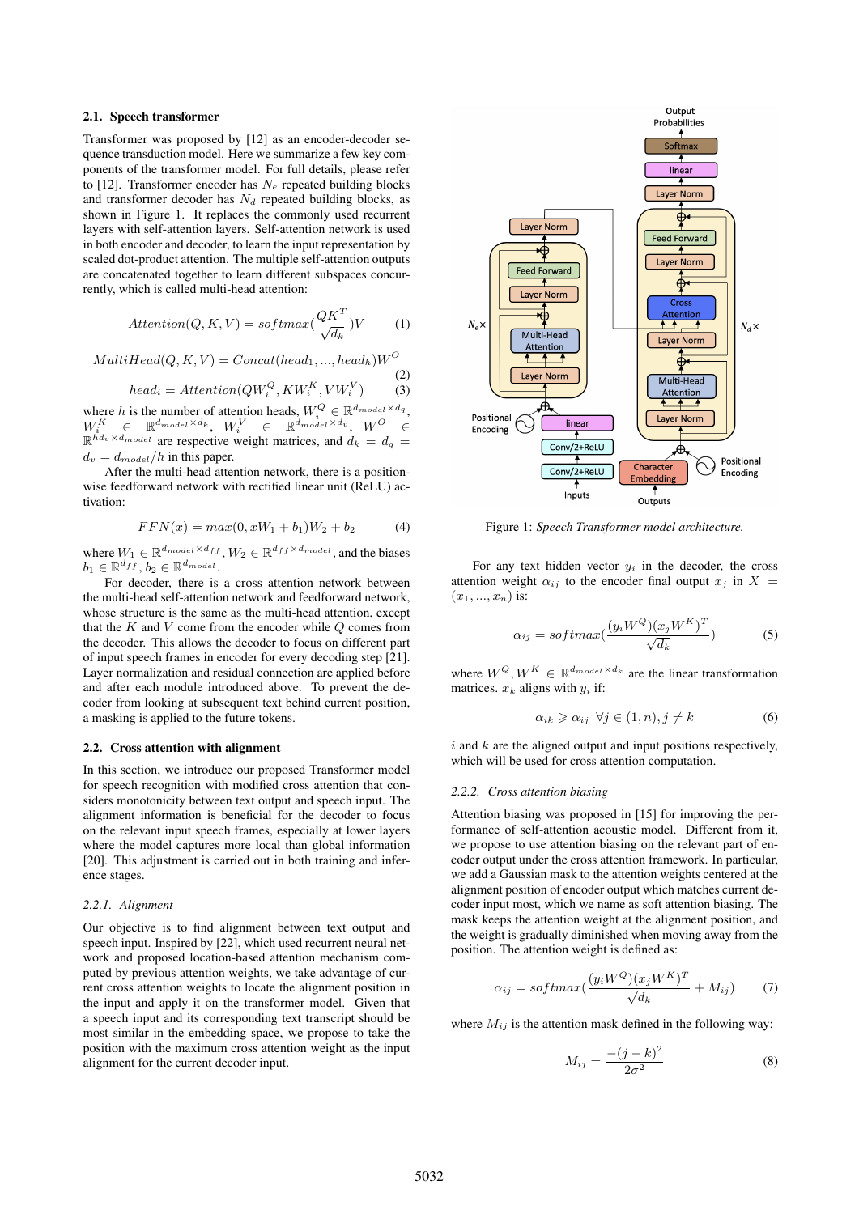### 2.1. Speech transformer

Transformer was proposed by [12] as an encoder-decoder sequence transduction model. Here we summarize a few key components of the transformer model. For full details, please refer to [12]. Transformer encoder has $N_e$ repeated building blocks and transformer decoder has $N_d$ repeated building blocks, as shown in Figure 1. It replaces the commonly used recurrent layers with self-attention layers. Self-attention network is used in both encoder and decoder, to learn the input representation by scaled dot-product attention. The multiple self-attention outputs are concatenated together to learn different subspaces concurrently, which is called multi-head attention:

$$Attention(Q, K, V) = softmax(\frac{QK^T}{\sqrt{d_k}})V \tag{1}$$

$$MultiHead(Q, K, V) = Concat(head_1, ..., head_h)W^O \tag{2}$$

$$head_i = Attention(QW_i^Q, KW_i^K, VW_i^V) \tag{3}$$

where $h$ is the number of attention heads, $W_i^Q \in \mathbb{R}^{d_{model} \times d_q}$, $W_i^K \in \mathbb{R}^{d_{model} \times d_k}$, $W_i^V \in \mathbb{R}^{d_{model} \times d_v}$, $W^O \in \mathbb{R}^{hd_v \times d_{model}}$ are respective weight matrices, and $d_k = d_q = d_v = d_{model}/h$ in this paper.

After the multi-head attention network, there is a position-wise feedforward network with rectified linear unit (ReLU) activation:

$$FFN(x) = max(0, xW_1 + b_1)W_2 + b_2 \tag{4}$$

where $W_1 \in \mathbb{R}^{d_{model} \times d_{ff}}$, $W_2 \in \mathbb{R}^{d_{ff} \times d_{model}}$, and the biases $b_1 \in \mathbb{R}^{d_{ff}}$, $b_2 \in \mathbb{R}^{d_{model}}$.

For decoder, there is a cross attention network between the multi-head self-attention network and feedforward network, whose structure is the same as the multi-head attention, except that the $K$ and $V$ come from the encoder while $Q$ comes from the decoder. This allows the decoder to focus on different part of input speech frames in encoder for every decoding step [21]. Layer normalization and residual connection are applied before and after each module introduced above. To prevent the decoder from looking at subsequent text behind current position, a masking is applied to the future tokens.

### 2.2. Cross attention with alignment

In this section, we introduce our proposed Transformer model for speech recognition with modified cross attention that considers monotonicity between text output and speech input. The alignment information is beneficial for the decoder to focus on the relevant input speech frames, especially at lower layers where the model captures more local than global information [20]. This adjustment is carried out in both training and inference stages.

#### 2.2.1. *Alignment*

Our objective is to find alignment between text output and speech input. Inspired by [22], which used recurrent neural network and proposed location-based attention mechanism computed by previous attention weights, we take advantage of current cross attention weights to locate the alignment position in the input and apply it on the transformer model. Given that a speech input and its corresponding text transcript should be most similar in the embedding space, we propose to take the position with the maximum cross attention weight as the input alignment for the current decoder input.

Figure 1: *Speech Transformer model architecture.*

For any text hidden vector $y_i$ in the decoder, the cross attention weight $\alpha_{ij}$ to the encoder final output $x_j$ in $X = (x_1, ..., x_n)$ is:

$$\alpha_{ij} = softmax(\frac{(y_i W^Q)(x_j W^K)^T}{\sqrt{d_k}}) \tag{5}$$

where $W^Q, W^K \in \mathbb{R}^{d_{model} \times d_k}$ are the linear transformation matrices. $x_k$ aligns with $y_i$ if:

$$\alpha_{ik} \geqslant \alpha_{ij} \quad \forall j \in (1, n), j \neq k \tag{6}$$

$i$ and $k$ are the aligned output and input positions respectively, which will be used for cross attention computation.

#### 2.2.2. *Cross attention biasing*

Attention biasing was proposed in [15] for improving the performance of self-attention acoustic model. Different from it, we propose to use attention biasing on the relevant part of encoder output under the cross attention framework. In particular, we add a Gaussian mask to the attention weights centered at the alignment position of encoder output which matches current decoder input most, which we name as soft attention biasing. The mask keeps the attention weight at the alignment position, and the weight is gradually diminished when moving away from the position. The attention weight is defined as:

$$\alpha_{ij} = softmax(\frac{(y_i W^Q)(x_j W^K)^T}{\sqrt{d_k}} + M_{ij}) \tag{7}$$

where $M_{ij}$ is the attention mask defined in the following way:

$$M_{ij} = \frac{-(j-k)^2}{2\sigma^2} \tag{8}$$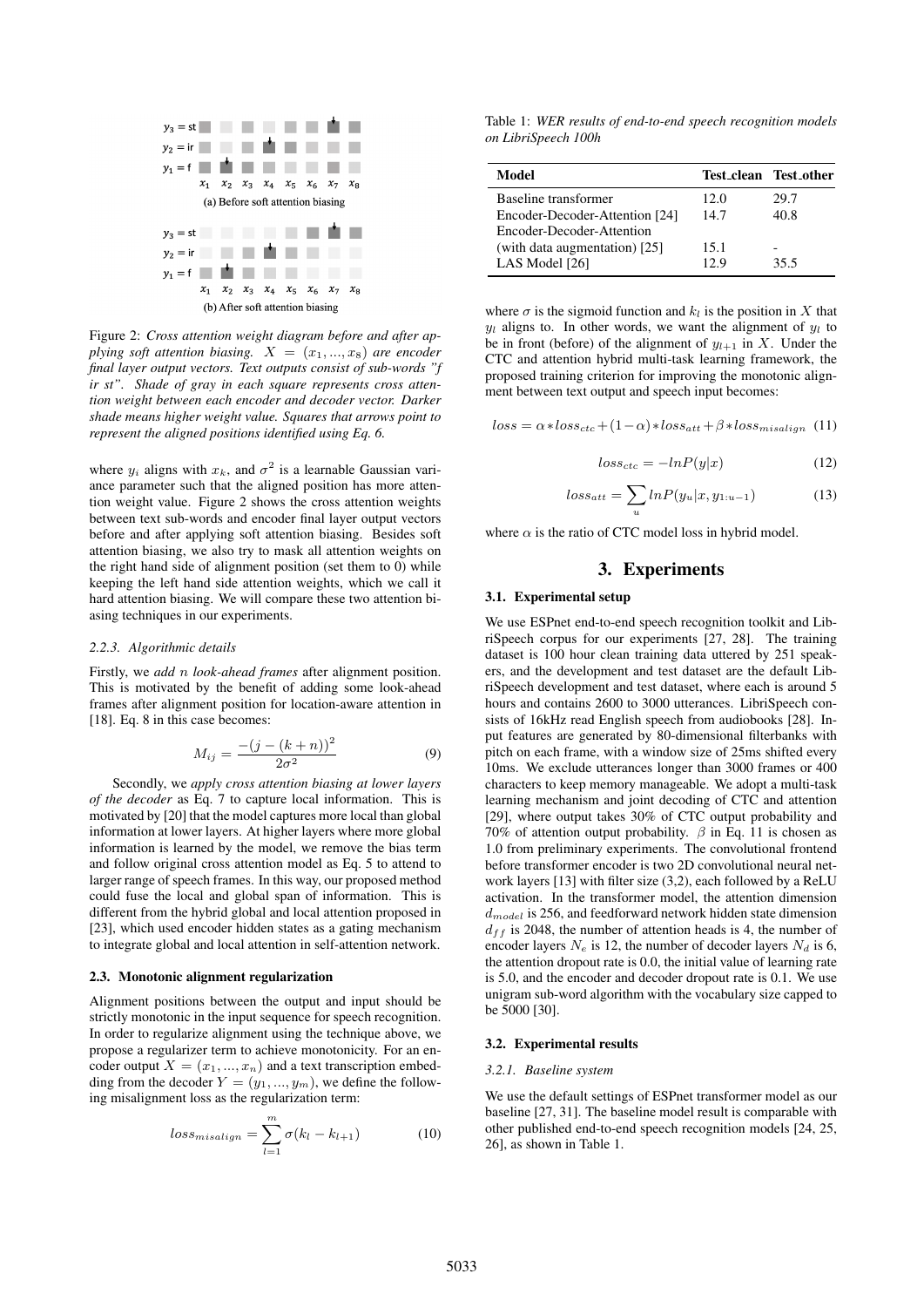Figure 2: *Cross attention weight diagram before and after applying soft attention biasing. $X = (x_1, ..., x_8)$ are encoder final layer output vectors. Text outputs consist of sub-words "f ir st". Shade of gray in each square represents cross attention weight between each encoder and decoder vector. Darker shade means higher weight value. Squares that arrows point to represent the aligned positions identified using Eq. 6.*

where $y_i$ aligns with $x_k$, and $\sigma^2$ is a learnable Gaussian variance parameter such that the aligned position has more attention weight value. Figure 2 shows the cross attention weights between text sub-words and encoder final layer output vectors before and after applying soft attention biasing. Besides soft attention biasing, we also try to mask all attention weights on the right hand side of alignment position (set them to 0) while keeping the left hand side attention weights, which we call it hard attention biasing. We will compare these two attention biasing techniques in our experiments.

#### 2.2.3. Algorithmic details

Firstly, we *add $n$ look-ahead frames* after alignment position. This is motivated by the benefit of adding some look-ahead frames after alignment position for location-aware attention in [18]. Eq. 8 in this case becomes:

$$M_{ij} = \frac{-(j - (k+n))^2}{2\sigma^2} \tag{9}$$

Secondly, we *apply cross attention biasing at lower layers of the decoder* as Eq. 7 to capture local information. This is motivated by [20] that the model captures more local than global information at lower layers. At higher layers where more global information is learned by the model, we remove the bias term and follow original cross attention model as Eq. 5 to attend to larger range of speech frames. In this way, our proposed method could fuse the local and global span of information. This is different from the hybrid global and local attention proposed in [23], which used encoder hidden states as a gating mechanism to integrate global and local attention in self-attention network.

### 2.3. Monotonic alignment regularization

Alignment positions between the output and input should be strictly monotonic in the input sequence for speech recognition. In order to regularize alignment using the technique above, we propose a regularizer term to achieve monotonicity. For an encoder output $X = (x_1, ..., x_n)$ and a text transcription embedding from the decoder $Y = (y_1, ..., y_m)$, we define the following misalignment loss as the regularization term:

$$loss_{misalign} = \sum_{l=1}^{m} \sigma(k_l - k_{l+1}) \tag{10}$$

where $\sigma$ is the sigmoid function and $k_l$ is the position in $X$ that $y_l$ aligns to. In other words, we want the alignment of $y_l$ to be in front (before) of the alignment of $y_{l+1}$ in $X$. Under the CTC and attention hybrid multi-task learning framework, the proposed training criterion for improving the monotonic alignment between text output and speech input becomes:

$$loss = \alpha * loss_{ctc} + (1-\alpha) * loss_{att} + \beta * loss_{misalign} \tag{11}$$

$$loss_{ctc} = -lnP(y|x) \tag{12}$$

$$loss_{att} = \sum_{u} lnP(y_u|x, y_{1:u-1}) \tag{13}$$

where $\alpha$ is the ratio of CTC model loss in hybrid model.

## 3. Experiments

### 3.1. Experimental setup

We use ESPnet end-to-end speech recognition toolkit and LibriSpeech corpus for our experiments [27, 28]. The training dataset is 100 hour clean training data uttered by 251 speakers, and the development and test dataset are the default LibriSpeech development and test dataset, where each is around 5 hours and contains 2600 to 3000 utterances. LibriSpeech consists of 16kHz read English speech from audiobooks [28]. Input features are generated by 80-dimensional filterbanks with pitch on each frame, with a window size of 25ms shifted every 10ms. We exclude utterances longer than 3000 frames or 400 characters to keep memory manageable. We adopt a multi-task learning mechanism and joint decoding of CTC and attention [29], where output takes 30% of CTC output probability and 70% of attention output probability. $\beta$ in Eq. 11 is chosen as 1.0 from preliminary experiments. The convolutional frontend before transformer encoder is two 2D convolutional neural network layers [13] with filter size (3,2), each followed by a ReLU activation. In the transformer model, the attention dimension $d_{model}$ is 256, and feedforward network hidden state dimension $d_{ff}$ is 2048, the number of attention heads is 4, the number of encoder layers $N_e$ is 12, the number of decoder layers $N_d$ is 6, the attention dropout rate is 0.0, the initial value of learning rate is 5.0, and the encoder and decoder dropout rate is 0.1. We use unigram sub-word algorithm with the vocabulary size capped to be 5000 [30].

Table 1: *WER results of end-to-end speech recognition models on LibriSpeech 100h*

| Model | Test_clean | Test_other |
|---|---|---|
| Baseline transformer | 12.0 | 29.7 |
| Encoder-Decoder-Attention [24] | 14.7 | 40.8 |
| Encoder-Decoder-Attention (with data augmentation) [25] | 15.1 | - |
| LAS Model [26] | 12.9 | 35.5 |

### 3.2. Experimental results

#### 3.2.1. Baseline system

We use the default settings of ESPnet transformer model as our baseline [27, 31]. The baseline model result is comparable with other published end-to-end speech recognition models [24, 25, 26], as shown in Table 1.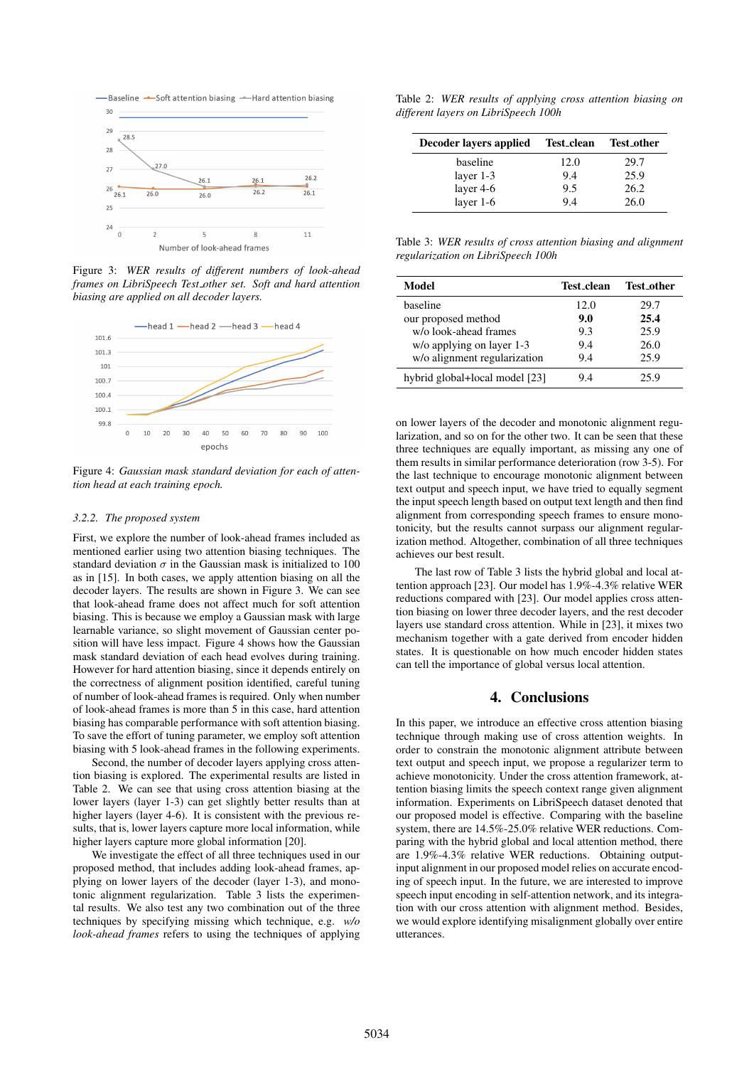Figure 3: *WER results of different numbers of look-ahead frames on LibriSpeech Test_other set. Soft and hard attention biasing are applied on all decoder layers.*

Figure 4: *Gaussian mask standard deviation for each of attention head at each training epoch.*

### 3.2.2. The proposed system

First, we explore the number of look-ahead frames included as mentioned earlier using two attention biasing techniques. The standard deviation $\sigma$ in the Gaussian mask is initialized to 100 as in [15]. In both cases, we apply attention biasing on all the decoder layers. The results are shown in Figure 3. We can see that look-ahead frame does not affect much for soft attention biasing. This is because we employ a Gaussian mask with large learnable variance, so slight movement of Gaussian center position will have less impact. Figure 4 shows how the Gaussian mask standard deviation of each head evolves during training. However for hard attention biasing, since it depends entirely on the correctness of alignment position identified, careful tuning of number of look-ahead frames is required. Only when number of look-ahead frames is more than 5 in this case, hard attention biasing has comparable performance with soft attention biasing. To save the effort of tuning parameter, we employ soft attention biasing with 5 look-ahead frames in the following experiments.

Second, the number of decoder layers applying cross attention biasing is explored. The experimental results are listed in Table 2. We can see that using cross attention biasing at the lower layers (layer 1-3) can get slightly better results than at higher layers (layer 4-6). It is consistent with the previous results, that is, lower layers capture more local information, while higher layers capture more global information [20].

We investigate the effect of all three techniques used in our proposed method, that includes adding look-ahead frames, applying on lower layers of the decoder (layer 1-3), and monotonic alignment regularization. Table 3 lists the experimental results. We also test any two combination out of the three techniques by specifying missing which technique, e.g. *w/o look-ahead frames* refers to using the techniques of applying on lower layers of the decoder and monotonic alignment regularization, and so on for the other two. It can be seen that these three techniques are equally important, as missing any one of them results in similar performance deterioration (row 3-5). For the last technique to encourage monotonic alignment between text output and speech input, we have tried to equally segment the input speech length based on output text length and then find alignment from corresponding speech frames to ensure monotonicity, but the results cannot surpass our alignment regularization method. Altogether, combination of all three techniques achieves our best result.

Table 2: *WER results of applying cross attention biasing on different layers on LibriSpeech 100h*

| Decoder layers applied | Test_clean | Test_other |
|---|---|---|
| baseline | 12.0 | 29.7 |
| layer 1-3 | 9.4 | 25.9 |
| layer 4-6 | 9.5 | 26.2 |
| layer 1-6 | 9.4 | 26.0 |

Table 3: *WER results of cross attention biasing and alignment regularization on LibriSpeech 100h*

| Model | Test_clean | Test_other |
|---|---|---|
| baseline | 12.0 | 29.7 |
| our proposed method | **9.0** | **25.4** |
| w/o look-ahead frames | 9.3 | 25.9 |
| w/o applying on layer 1-3 | 9.4 | 26.0 |
| w/o alignment regularization | 9.4 | 25.9 |
| hybrid global+local model [23] | 9.4 | 25.9 |

The last row of Table 3 lists the hybrid global and local attention approach [23]. Our model has 1.9%-4.3% relative WER reductions compared with [23]. Our model applies cross attention biasing on lower three decoder layers, and the rest decoder layers use standard cross attention. While in [23], it mixes two mechanism together with a gate derived from encoder hidden states. It is questionable on how much encoder hidden states can tell the importance of global versus local attention.

## 4. Conclusions

In this paper, we introduce an effective cross attention biasing technique through making use of cross attention weights. In order to constrain the monotonic alignment attribute between text output and speech input, we propose a regularizer term to achieve monotonicity. Under the cross attention framework, attention biasing limits the speech context range given alignment information. Experiments on LibriSpeech dataset denoted that our proposed model is effective. Comparing with the baseline system, there are 14.5%-25.0% relative WER reductions. Comparing with the hybrid global and local attention method, there are 1.9%-4.3% relative WER reductions. Obtaining output-input alignment in our proposed model relies on accurate encoding of speech input. In the future, we are interested to improve speech input encoding in self-attention network, and its integration with our cross attention with alignment method. Besides, we would explore identifying misalignment globally over entire utterances.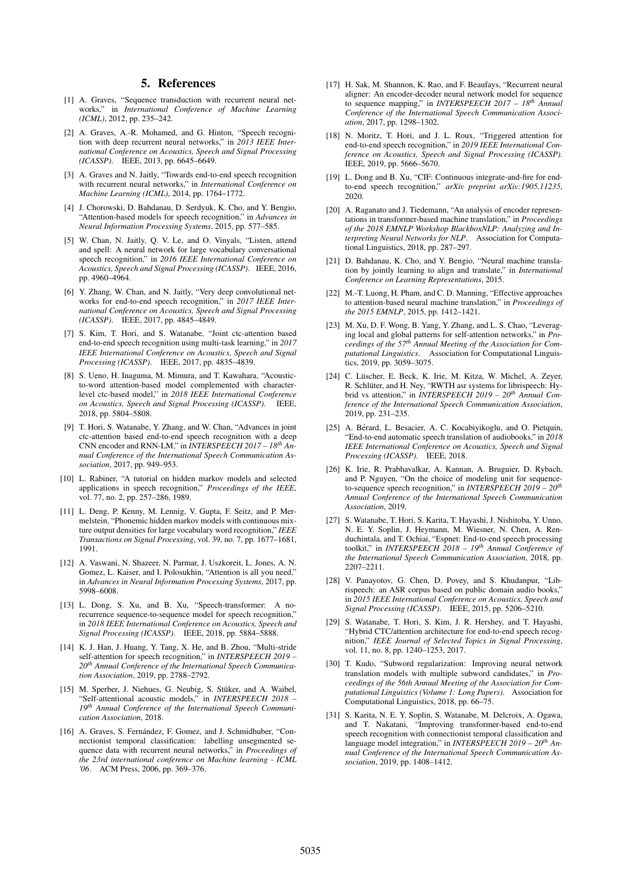## 5. References

[1] A. Graves, "Sequence transduction with recurrent neural networks," in *International Conference of Machine Learning (ICML)*, 2012, pp. 235–242.

[2] A. Graves, A.-R. Mohamed, and G. Hinton, "Speech recognition with deep recurrent neural networks," in *2013 IEEE International Conference on Acoustics, Speech and Signal Processing (ICASSP)*. IEEE, 2013, pp. 6645–6649.

[3] A. Graves and N. Jaitly, "Towards end-to-end speech recognition with recurrent neural networks," in *International Conference on Machine Learning (ICML)*, 2014, pp. 1764–1772.

[4] J. Chorowski, D. Bahdanau, D. Serdyuk, K. Cho, and Y. Bengio, "Attention-based models for speech recognition," in *Advances in Neural Information Processing Systems*, 2015, pp. 577–585.

[5] W. Chan, N. Jaitly, Q. V. Le, and O. Vinyals, "Listen, attend and spell: A neural network for large vocabulary conversational speech recognition," in *2016 IEEE International Conference on Acoustics, Speech and Signal Processing (ICASSP)*. IEEE, 2016, pp. 4960–4964.

[6] Y. Zhang, W. Chan, and N. Jaitly, "Very deep convolutional networks for end-to-end speech recognition," in *2017 IEEE International Conference on Acoustics, Speech and Signal Processing (ICASSP)*. IEEE, 2017, pp. 4845–4849.

[7] S. Kim, T. Hori, and S. Watanabe, "Joint ctc-attention based end-to-end speech recognition using multi-task learning," in *2017 IEEE International Conference on Acoustics, Speech and Signal Processing (ICASSP)*. IEEE, 2017, pp. 4835–4839.

[8] S. Ueno, H. Inaguma, M. Mimura, and T. Kawahara, "Acoustic-to-word attention-based model complemented with character-level ctc-based model," in *2018 IEEE International Conference on Acoustics, Speech and Signal Processing (ICASSP)*. IEEE, 2018, pp. 5804–5808.

[9] T. Hori, S. Watanabe, Y. Zhang, and W. Chan, "Advances in joint ctc-attention based end-to-end speech recognition with a deep CNN encoder and RNN-LM," in *INTERSPEECH 2017 – 18th Annual Conference of the International Speech Communication Association*, 2017, pp. 949–953.

[10] L. Rabiner, "A tutorial on hidden markov models and selected applications in speech recognition," *Proceedings of the IEEE*, vol. 77, no. 2, pp. 257–286, 1989.

[11] L. Deng, P. Kenny, M. Lennig, V. Gupta, F. Seitz, and P. Mermelstein, "Phonemic hidden markov models with continuous mixture output densities for large vocabulary word recognition," *IEEE Transactions on Signal Processing*, vol. 39, no. 7, pp. 1677–1681, 1991.

[12] A. Vaswani, N. Shazeer, N. Parmar, J. Uszkoreit, L. Jones, A. N. Gomez, L. Kaiser, and I. Polosukhin, "Attention is all you need," in *Advances in Neural Information Processing Systems*, 2017, pp. 5998–6008.

[13] L. Dong, S. Xu, and B. Xu, "Speech-transformer: A no-recurrence sequence-to-sequence model for speech recognition," in *2018 IEEE International Conference on Acoustics, Speech and Signal Processing (ICASSP)*. IEEE, 2018, pp. 5884–5888.

[14] K. J. Han, J. Huang, Y. Tang, X. He, and B. Zhou, "Multi-stride self-attention for speech recognition," in *INTERSPEECH 2019 – 20th Annual Conference of the International Speech Communication Association*, 2019, pp. 2788–2792.

[15] M. Sperber, J. Niehues, G. Neubig, G. Stüker, and A. Waibel, "Self-attentional acoustic models," in *INTERSPEECH 2018 – 19th Annual Conference of the International Speech Communication Association*, 2018.

[16] A. Graves, S. Fernández, F. Gomez, and J. Schmidhuber, "Connectionist temporal classification: labelling unsegmented sequence data with recurrent neural networks," in *Proceedings of the 23rd international conference on Machine learning - ICML '06*. ACM Press, 2006, pp. 369–376.

[17] H. Sak, M. Shannon, K. Rao, and F. Beaufays, "Recurrent neural aligner: An encoder-decoder neural network model for sequence to sequence mapping," in *INTERSPEECH 2017 – 18th Annual Conference of the International Speech Communication Association*, 2017, pp. 1298–1302.

[18] N. Moritz, T. Hori, and J. L. Roux, "Triggered attention for end-to-end speech recognition," in *2019 IEEE International Conference on Acoustics, Speech and Signal Processing (ICASSP)*. IEEE, 2019, pp. 5666–5670.

[19] L. Dong and B. Xu, "CIF: Continuous integrate-and-fire for end-to-end speech recognition," *arXiv preprint arXiv:1905.11235*, 2020.

[20] A. Raganato and J. Tiedemann, "An analysis of encoder representations in transformer-based machine translation," in *Proceedings of the 2018 EMNLP Workshop BlackboxNLP: Analyzing and Interpreting Neural Networks for NLP*. Association for Computational Linguistics, 2018, pp. 287–297.

[21] D. Bahdanau, K. Cho, and Y. Bengio, "Neural machine translation by jointly learning to align and translate," in *International Conference on Learning Representations*, 2015.

[22] M.-T. Luong, H. Pham, and C. D. Manning, "Effective approaches to attention-based neural machine translation," in *Proceedings of the 2015 EMNLP*, 2015, pp. 1412–1421.

[23] M. Xu, D. F. Wong, B. Yang, Y. Zhang, and L. S. Chao, "Leveraging local and global patterns for self-attention networks," in *Proceedings of the 57th Annual Meeting of the Association for Computational Linguistics*. Association for Computational Linguistics, 2019, pp. 3059–3075.

[24] C. Lüscher, E. Beck, K. Irie, M. Kitza, W. Michel, A. Zeyer, R. Schlüter, and H. Ney, "RWTH asr systems for librispeech: Hybrid vs attention," in *INTERSPEECH 2019 – 20th Annual Conference of the International Speech Communication Association*, 2019, pp. 231–235.

[25] A. Bérard, L. Besacier, A. C. Kocabiyikoglu, and O. Pietquin, "End-to-end automatic speech translation of audiobooks," in *2018 IEEE International Conference on Acoustics, Speech and Signal Processing (ICASSP)*. IEEE, 2018.

[26] K. Irie, R. Prabhavalkar, A. Kannan, A. Bruguier, D. Rybach, and P. Nguyen, "On the choice of modeling unit for sequence-to-sequence speech recognition," in *INTERSPEECH 2019 – 20th Annual Conference of the International Speech Communication Association*, 2019.

[27] S. Watanabe, T. Hori, S. Karita, T. Hayashi, J. Nishitoba, Y. Unno, N. E. Y. Soplin, J. Heymann, M. Wiesner, N. Chen, A. Renduchintala, and T. Ochiai, "Espnet: End-to-end speech processing toolkit," in *INTERSPEECH 2018 – 19th Annual Conference of the International Speech Communication Association*, 2018, pp. 2207–2211.

[28] V. Panayotov, G. Chen, D. Povey, and S. Khudanpur, "Librispeech: an ASR corpus based on public domain audio books," in *2015 IEEE International Conference on Acoustics, Speech and Signal Processing (ICASSP)*. IEEE, 2015, pp. 5206–5210.

[29] S. Watanabe, T. Hori, S. Kim, J. R. Hershey, and T. Hayashi, "Hybrid CTC/attention architecture for end-to-end speech recognition," *IEEE Journal of Selected Topics in Signal Processing*, vol. 11, no. 8, pp. 1240–1253, 2017.

[30] T. Kudo, "Subword regularization: Improving neural network translation models with multiple subword candidates," in *Proceedings of the 56th Annual Meeting of the Association for Computational Linguistics (Volume 1: Long Papers)*. Association for Computational Linguistics, 2018, pp. 66–75.

[31] S. Karita, N. E. Y. Soplin, S. Watanabe, M. Delcroix, A. Ogawa, and T. Nakatani, "Improving transformer-based end-to-end speech recognition with connectionist temporal classification and language model integration," in *INTERSPEECH 2019 – 20th Annual Conference of the International Speech Communication Association*, 2019, pp. 1408–1412.